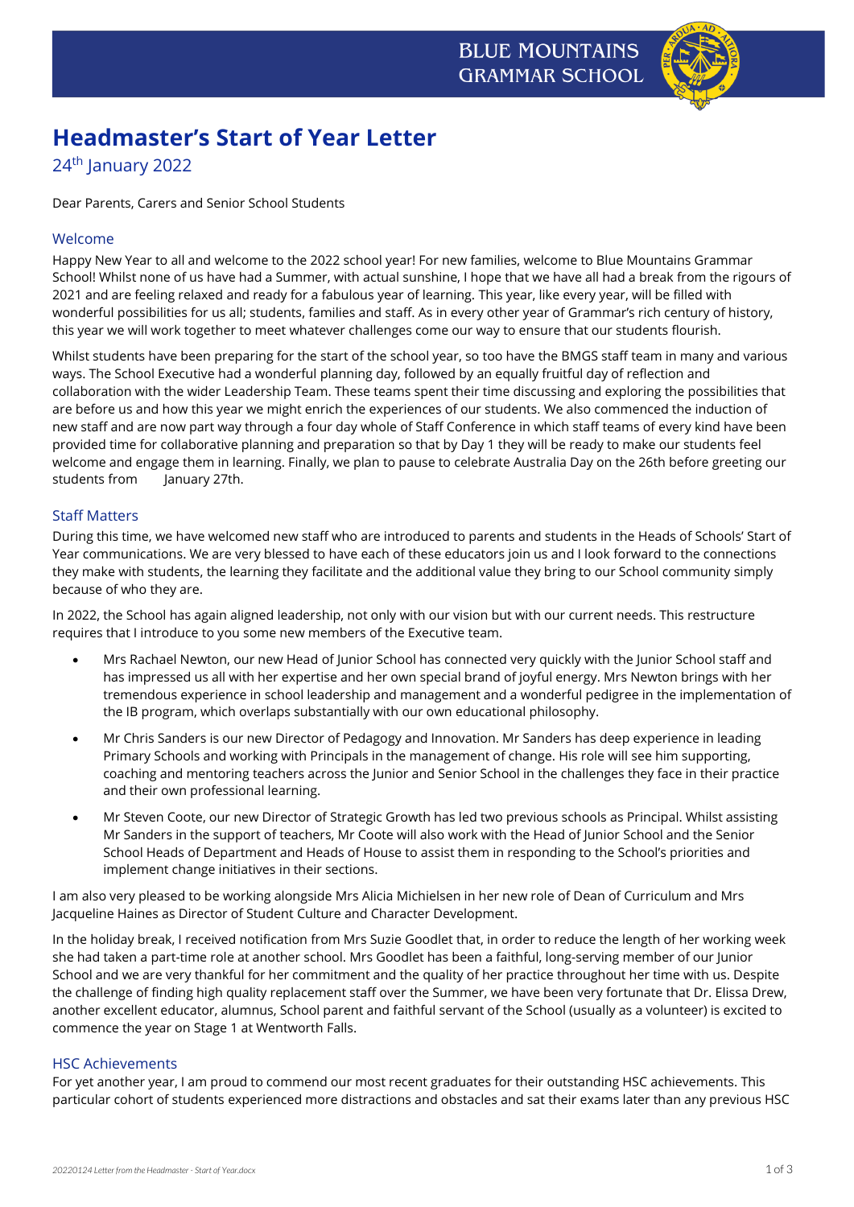BLUE MOUNTAINS GRAMMAR SCHOOL

# Headmaster's Start of Year Letter

24th January 2022

Dear Parents, Carers and Senior School Students

## Welcome

Happy New Year to all and welcome to the 2022 school year! For new families, welcome to Blue Mountains Grammar School! Whilst none of us have had a Summer, with actual sunshine, I hope that we have all had a break from the rigours of 2021 and are feeling relaxed and ready for a fabulous year of learning. This year, like every year, will be filled with wonderful possibilities for us all; students, families and staff. As in every other year of Grammar's rich century of history, this year we will work together to meet whatever challenges come our way to ensure that our students flourish.

Whilst students have been preparing for the start of the school year, so too have the BMGS staff team in many and various ways. The School Executive had a wonderful planning day, followed by an equally fruitful day of reflection and collaboration with the wider Leadership Team. These teams spent their time discussing and exploring the possibilities that are before us and how this year we might enrich the experiences of our students. We also commenced the induction of new staff and are now part way through a four day whole of Staff Conference in which staff teams of every kind have been provided time for collaborative planning and preparation so that by Day 1 they will be ready to make our students feel welcome and engage them in learning. Finally, we plan to pause to celebrate Australia Day on the 26th before greeting our students from January 27th.

## Staff Matters

During this time, we have welcomed new staff who are introduced to parents and students in the Heads of Schools' Start of Year communications. We are very blessed to have each of these educators join us and I look forward to the connections they make with students, the learning they facilitate and the additional value they bring to our School community simply because of who they are.

In 2022, the School has again aligned leadership, not only with our vision but with our current needs. This restructure requires that I introduce to you some new members of the Executive team.

- Mrs Rachael Newton, our new Head of Junior School has connected very quickly with the Junior School staff and has impressed us all with her expertise and her own special brand of joyful energy. Mrs Newton brings with her tremendous experience in school leadership and management and a wonderful pedigree in the implementation of the IB program, which overlaps substantially with our own educational philosophy.
- Mr Chris Sanders is our new Director of Pedagogy and Innovation. Mr Sanders has deep experience in leading Primary Schools and working with Principals in the management of change. His role will see him supporting, coaching and mentoring teachers across the Junior and Senior School in the challenges they face in their practice and their own professional learning.
- Mr Steven Coote, our new Director of Strategic Growth has led two previous schools as Principal. Whilst assisting Mr Sanders in the support of teachers, Mr Coote will also work with the Head of Junior School and the Senior School Heads of Department and Heads of House to assist them in responding to the School's priorities and implement change initiatives in their sections.

I am also very pleased to be working alongside Mrs Alicia Michielsen in her new role of Dean of Curriculum and Mrs Jacqueline Haines as Director of Student Culture and Character Development.

In the holiday break, I received notification from Mrs Suzie Goodlet that, in order to reduce the length of her working week she had taken a part-time role at another school. Mrs Goodlet has been a faithful, long-serving member of our Junior School and we are very thankful for her commitment and the quality of her practice throughout her time with us. Despite the challenge of finding high quality replacement staff over the Summer, we have been very fortunate that Dr. Elissa Drew, another excellent educator, alumnus, School parent and faithful servant of the School (usually as a volunteer) is excited to commence the year on Stage 1 at Wentworth Falls.

## HSC Achievements

For yet another year, I am proud to commend our most recent graduates for their outstanding HSC achievements. This particular cohort of students experienced more distractions and obstacles and sat their exams later than any previous HSC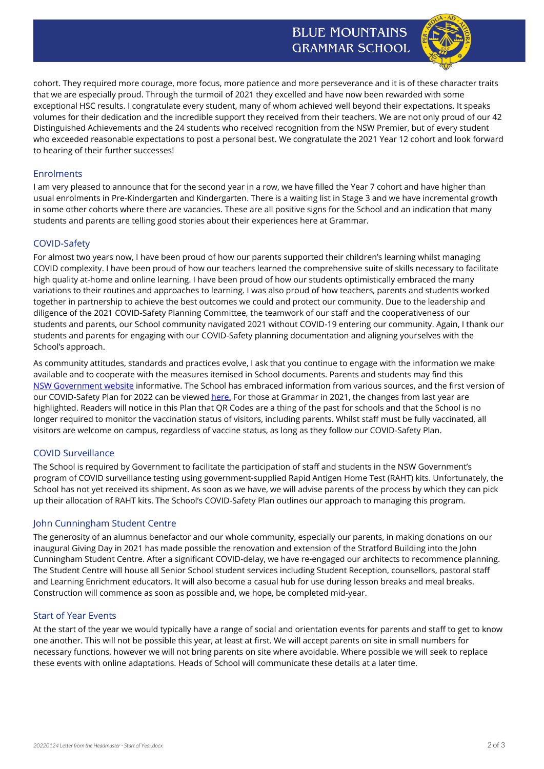cohort. They required more courage, more focus, more patience and more perseverance and it is of these character traits that we are especially proud. Through the turmoil of 2021 they excelled and have now been rewarded with some exceptional HSC results. I congratulate every student, many of whom achieved well beyond their expectations. It speaks volumes for their dedication and the incredible support they received from their teachers. We are not only proud of our 42 Distinguished Achievements and the 24 students who received recognition from the NSW Premier, but of every student who exceeded reasonable expectations to post a personal best. We congratulate the 2021 Year 12 cohort and look forward to hearing of their further successes!

## Enrolments

I am very pleased to announce that for the second year in a row, we have filled the Year 7 cohort and have higher than usual enrolments in Pre-Kindergarten and Kindergarten. There is a waiting list in Stage 3 and we have incremental growth in some other cohorts where there are vacancies. These are all positive signs for the School and an indication that many students and parents are telling good stories about their experiences here at Grammar.

## COVID-Safety

For almost two years now, I have been proud of how our parents supported their children's learning whilst managing COVID complexity. I have been proud of how our teachers learned the comprehensive suite of skills necessary to facilitate high quality at-home and online learning. I have been proud of how our students optimistically embraced the many variations to their routines and approaches to learning. I was also proud of how teachers, parents and students worked together in partnership to achieve the best outcomes we could and protect our community. Due to the leadership and diligence of the 2021 COVID-Safety Planning Committee, the teamwork of our staff and the cooperativeness of our students and parents, our School community navigated 2021 without COVID-19 entering our community. Again, I thank our students and parents for engaging with our COVID-Safety planning documentation and aligning yourselves with the School's approach.

As community attitudes, standards and practices evolve, I ask that you continue to engage with the information we make available and to cooperate with the measures itemised in School documents. Parents and students may find this NSW Government website informative. The School has embraced information from various sources, and the first version of our COVID-Safety Plan for 2022 can be viewed here. For those at Grammar in 2021, the changes from last year are highlighted. Readers will notice in this Plan that QR Codes are a thing of the past for schools and that the School is no longer required to monitor the vaccination status of visitors, including parents. Whilst staff must be fully vaccinated, all visitors are welcome on campus, regardless of vaccine status, as long as they follow our COVID-Safety Plan.

## COVID Surveillance

The School is required by Government to facilitate the participation of staff and students in the NSW Government's program of COVID surveillance testing using government-supplied Rapid Antigen Home Test (RAHT) kits. Unfortunately, the School has not yet received its shipment. As soon as we have, we will advise parents of the process by which they can pick up their allocation of RAHT kits. The School's COVID-Safety Plan outlines our approach to managing this program.

## John Cunningham Student Centre

The generosity of an alumnus benefactor and our whole community, especially our parents, in making donations on our inaugural Giving Day in 2021 has made possible the renovation and extension of the Stratford Building into the John Cunningham Student Centre. After a significant COVID-delay, we have re-engaged our architects to recommence planning. The Student Centre will house all Senior School student services including Student Reception, counsellors, pastoral staff and Learning Enrichment educators. It will also become a casual hub for use during lesson breaks and meal breaks. Construction will commence as soon as possible and, we hope, be completed mid-year.

## Start of Year Events

At the start of the year we would typically have a range of social and orientation events for parents and staff to get to know one another. This will not be possible this year, at least at first. We will accept parents on site in small numbers for necessary functions, however we will not bring parents on site where avoidable. Where possible we will seek to replace these events with online adaptations. Heads of School will communicate these details at a later time.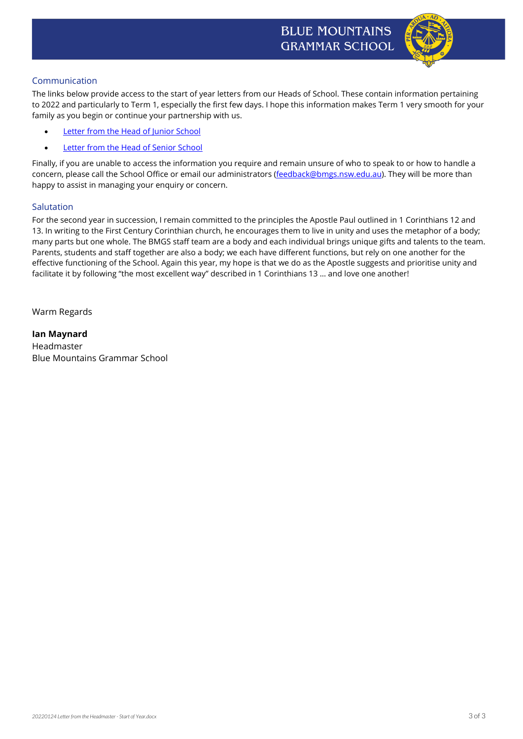## Communication

The links below provide access to the start of year letters from our Heads of School. These contain information pertaining to 2022 and particularly to Term 1, especially the first few days. I hope this information makes Term 1 very smooth for your family as you begin or continue your partnership with us.

- Letter from the Head of Junior School
- Letter from the Head of Senior School

Finally, if you are unable to access the information you require and remain unsure of who to speak to or how to handle a concern, please call the School Office or email our administrators (feedback@bmgs.nsw.edu.au). They will be more than happy to assist in managing your enquiry or concern.

## Salutation

For the second year in succession, I remain committed to the principles the Apostle Paul outlined in 1 Corinthians 12 and 13. In writing to the First Century Corinthian church, he encourages them to live in unity and uses the metaphor of a body; many parts but one whole. The BMGS staff team are a body and each individual brings unique gifts and talents to the team. Parents, students and staff together are also a body; we each have different functions, but rely on one another for the effective functioning of the School. Again this year, my hope is that we do as the Apostle suggests and prioritise unity and facilitate it by following "the most excellent way" described in 1 Corinthians 13 … and love one another!

Warm Regards

**Ian Maynard**
Headmaster
Blue Mountains Grammar School